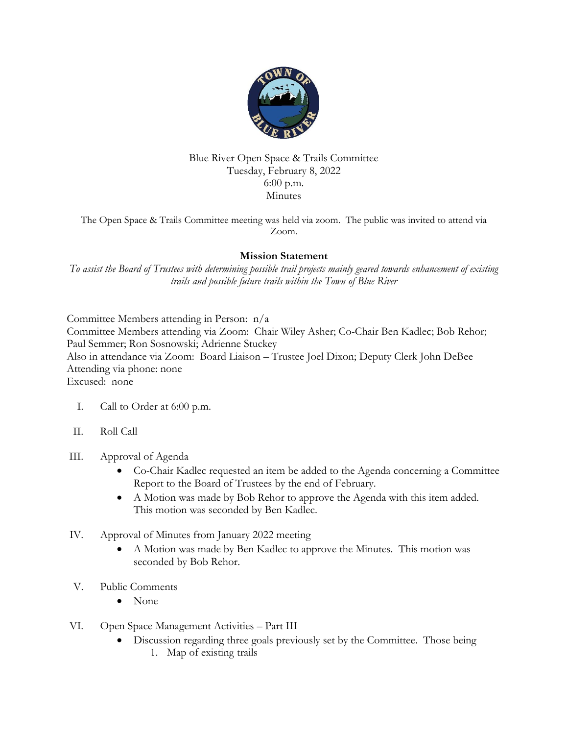Blue River Open Space & Trails Committee
Tuesday, February 8, 2022
6:00 p.m.
Minutes

The Open Space & Trails Committee meeting was held via zoom. The public was invited to attend via Zoom.

**Mission Statement**

*To assist the Board of Trustees with determining possible trail projects mainly geared towards enhancement of existing trails and possible future trails within the Town of Blue River*

Committee Members attending in Person: n/a
Committee Members attending via Zoom: Chair Wiley Asher; Co-Chair Ben Kadlec; Bob Rehor; Paul Semmer; Ron Sosnowski; Adrienne Stuckey
Also in attendance via Zoom: Board Liaison – Trustee Joel Dixon; Deputy Clerk John DeBee
Attending via phone: none
Excused: none

I. Call to Order at 6:00 p.m.

II. Roll Call

III. Approval of Agenda
   - Co-Chair Kadlec requested an item be added to the Agenda concerning a Committee Report to the Board of Trustees by the end of February.
   - A Motion was made by Bob Rehor to approve the Agenda with this item added. This motion was seconded by Ben Kadlec.

IV. Approval of Minutes from January 2022 meeting
   - A Motion was made by Ben Kadlec to approve the Minutes. This motion was seconded by Bob Rehor.

V. Public Comments
   - None

VI. Open Space Management Activities – Part III
   - Discussion regarding three goals previously set by the Committee. Those being
     1. Map of existing trails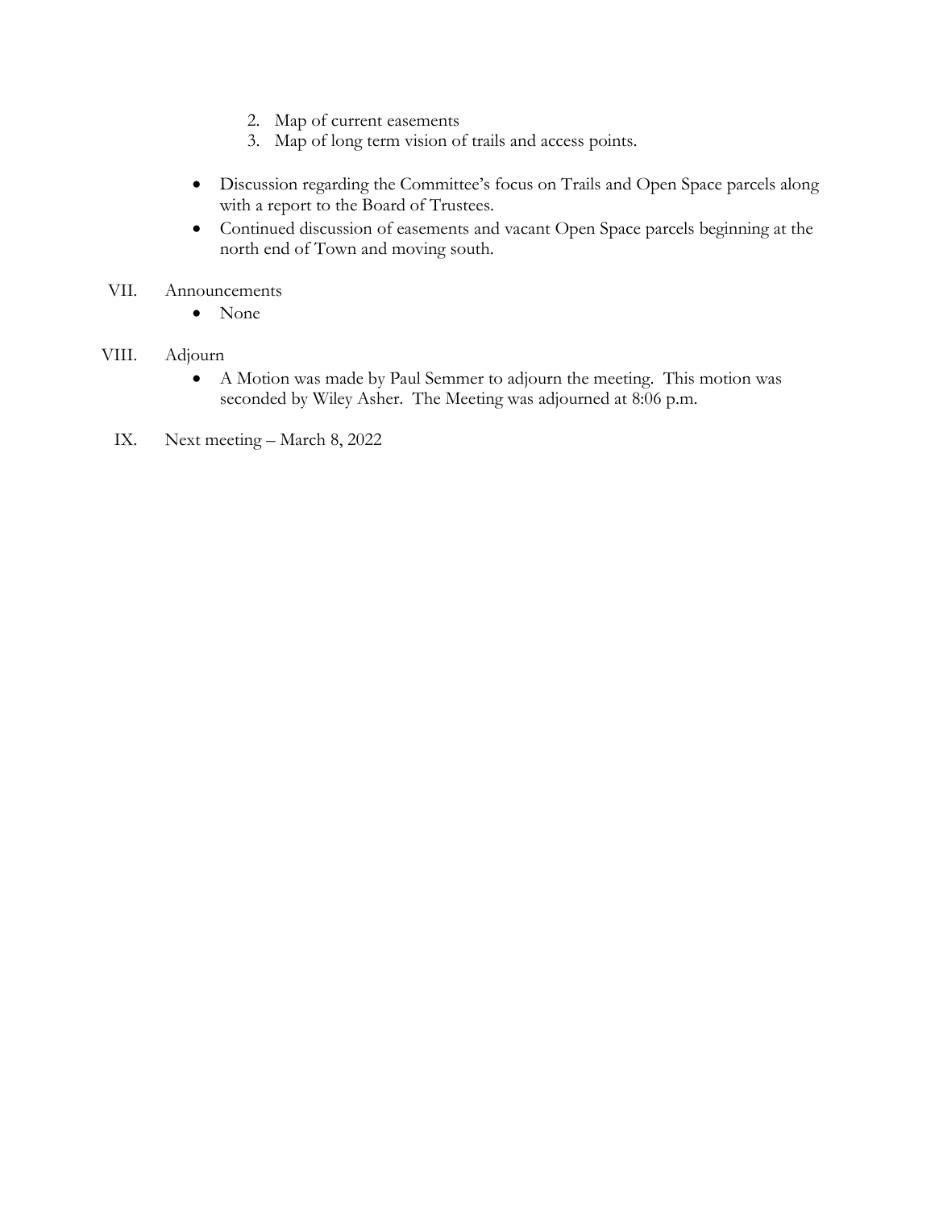2. Map of current easements
   3. Map of long term vision of trails and access points.

- Discussion regarding the Committee's focus on Trails and Open Space parcels along with a report to the Board of Trustees.
- Continued discussion of easements and vacant Open Space parcels beginning at the north end of Town and moving south.

VII. Announcements
- None

VIII. Adjourn
- A Motion was made by Paul Semmer to adjourn the meeting. This motion was seconded by Wiley Asher. The Meeting was adjourned at 8:06 p.m.

IX. Next meeting – March 8, 2022